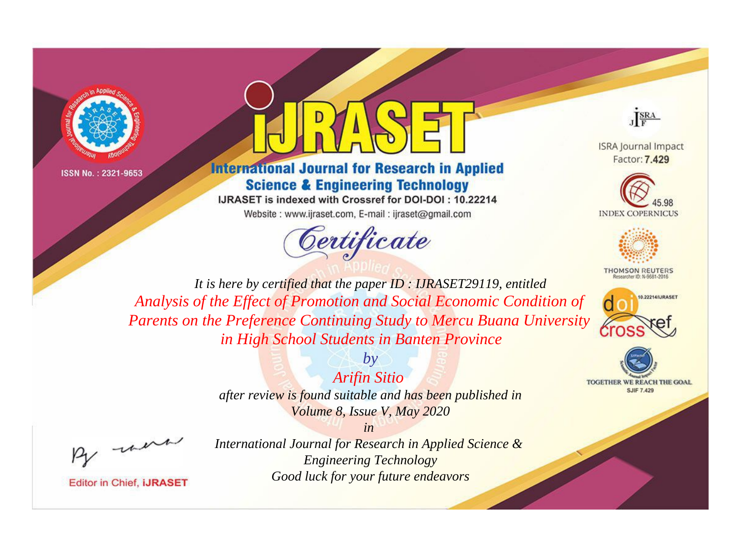ISSN No. : 2321-9653

# IJRASET

## International Journal for Research in Applied Science & Engineering Technology

IJRASET is indexed with Crossref for DOI-DOI : 10.22214

Website : www.ijraset.com, E-mail : ijraset@gmail.com

ISRA Journal Impact Factor: **7.429**

INDEX COPERNICUS 45.98

THOMSON REUTERS Researcher ID: N-9681-2016

10.22214/IJRASET

TOGETHER WE REACH THE GOAL SJIF 7.429

## *Certificate*

*It is here by certified that the paper ID : IJRASET29119, entitled*

*Analysis of the Effect of Promotion and Social Economic Condition of Parents on the Preference Continuing Study to Mercu Buana University in High School Students in Banten Province*

*by*

*Arifin Sitio*

*after review is found suitable and has been published in*

*Volume 8, Issue V, May 2020*

*in*

*International Journal for Research in Applied Science & Engineering Technology*

*Good luck for your future endeavors*

Editor in Chief, **iJRASET**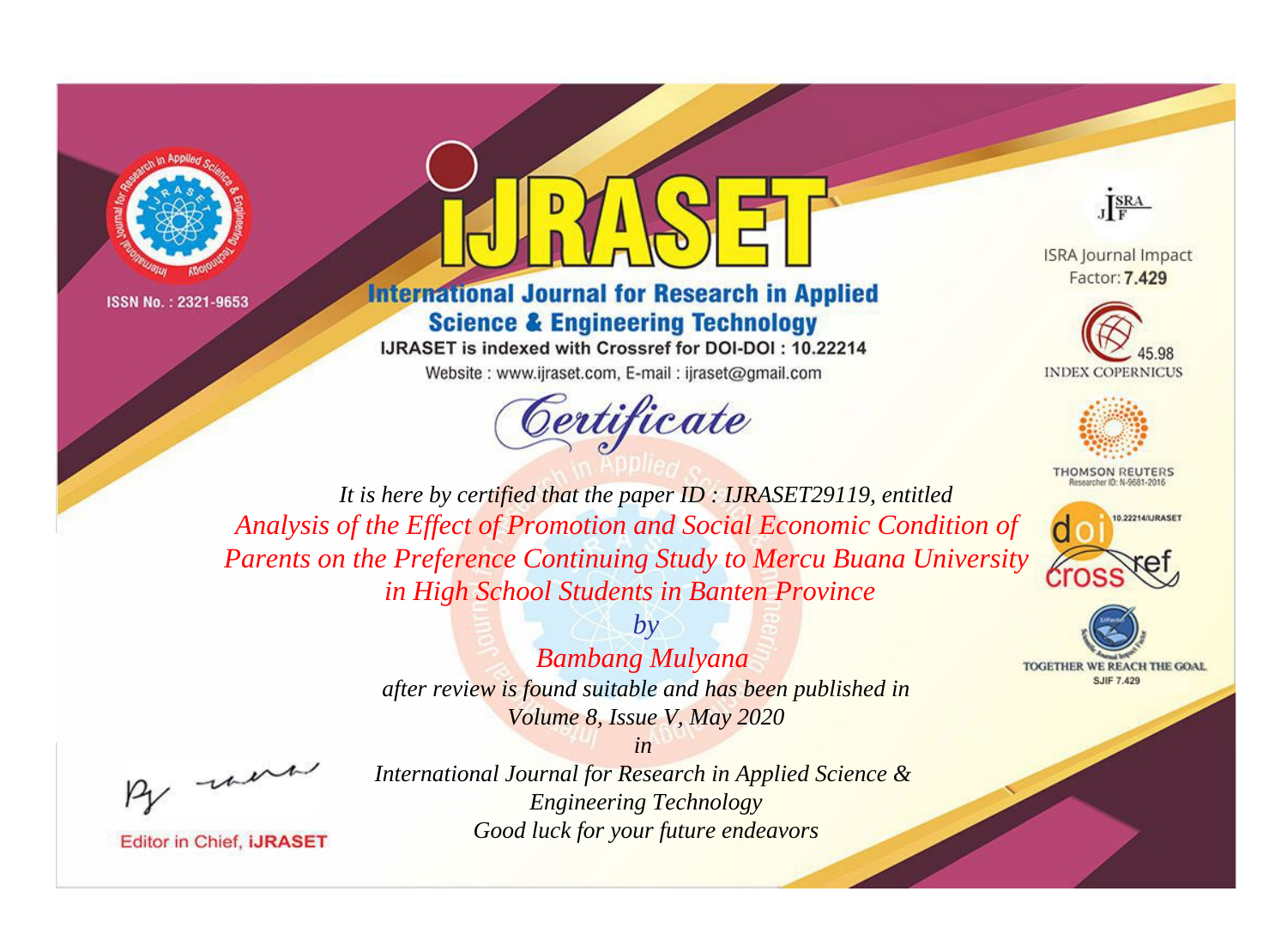ISSN No. : 2321-9653

# IJRASET

## International Journal for Research in Applied Science & Engineering Technology

IJRASET is indexed with Crossref for DOI-DOI : 10.22214

Website : www.ijraset.com, E-mail : ijraset@gmail.com

ISRA Journal Impact Factor: **7.429**

45.98 INDEX COPERNICUS

THOMSON REUTERS Researcher ID: N-9681-2016

10.22214/IJRASET

TOGETHER WE REACH THE GOAL SJIF 7.429

*Certificate*

*It is here by certified that the paper ID : IJRASET29119, entitled*

*Analysis of the Effect of Promotion and Social Economic Condition of Parents on the Preference Continuing Study to Mercu Buana University in High School Students in Banten Province*

*by*

*Bambang Mulyana*

*after review is found suitable and has been published in*

*Volume 8, Issue V, May 2020*

*in*

*International Journal for Research in Applied Science & Engineering Technology*

*Good luck for your future endeavors*

Editor in Chief, **iJRASET**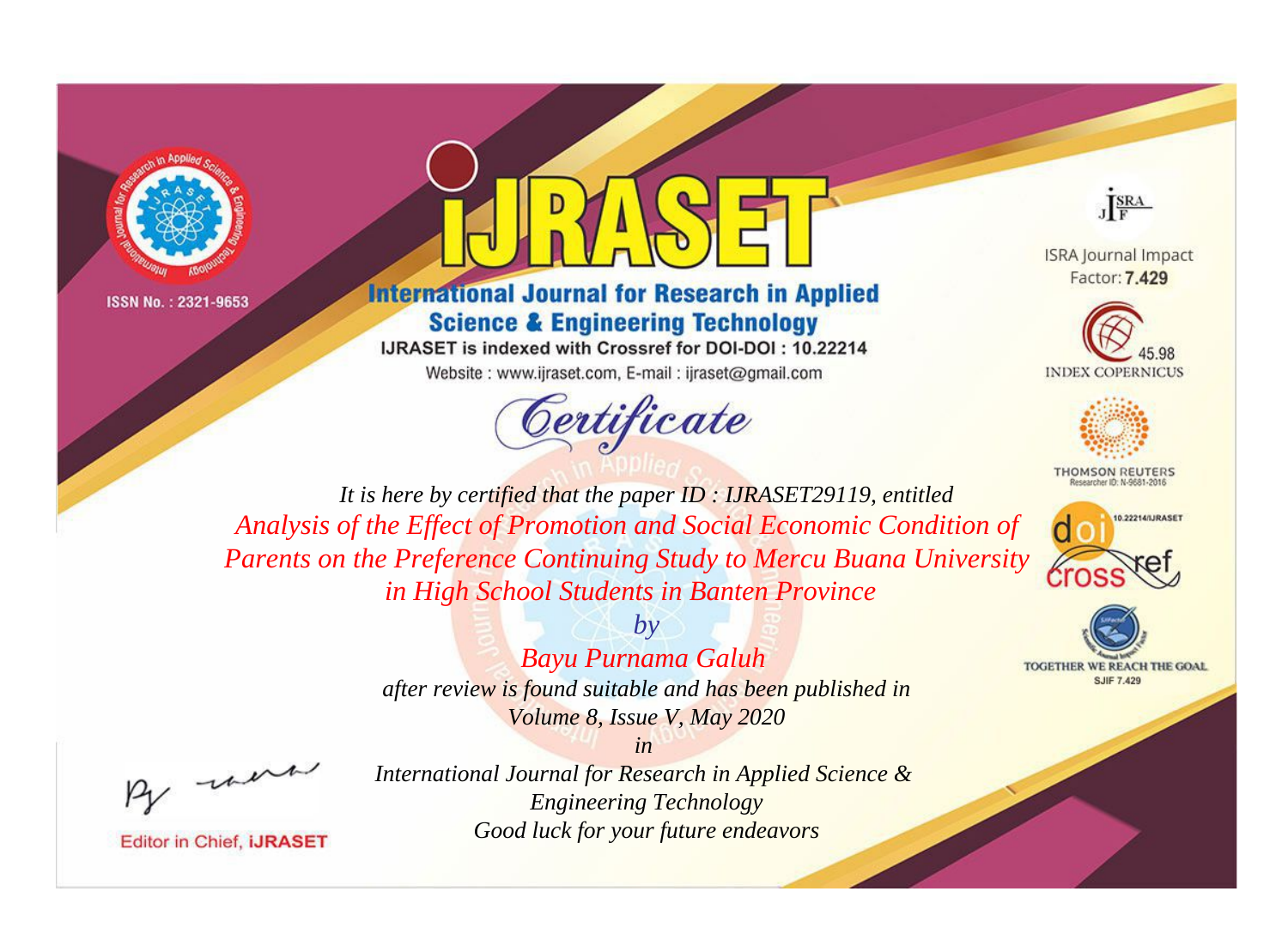ISSN No. : 2321-9653

# IJRASET

## International Journal for Research in Applied Science & Engineering Technology

IJRASET is indexed with Crossref for DOI-DOI : 10.22214

Website : www.ijraset.com, E-mail : ijraset@gmail.com

ISRA Journal Impact Factor: **7.429**

45.98 INDEX COPERNICUS

THOMSON REUTERS Researcher ID: N-9681-2016

10.22214/IJRASET

TOGETHER WE REACH THE GOAL SJIF 7.429

*Certificate*

*It is here by certified that the paper ID : IJRASET29119, entitled*

*Analysis of the Effect of Promotion and Social Economic Condition of Parents on the Preference Continuing Study to Mercu Buana University in High School Students in Banten Province*

*by*

*Bayu Purnama Galuh*

*after review is found suitable and has been published in*

*Volume 8, Issue V, May 2020*

*in*

*International Journal for Research in Applied Science & Engineering Technology*

*Good luck for your future endeavors*

Editor in Chief, **iJRASET**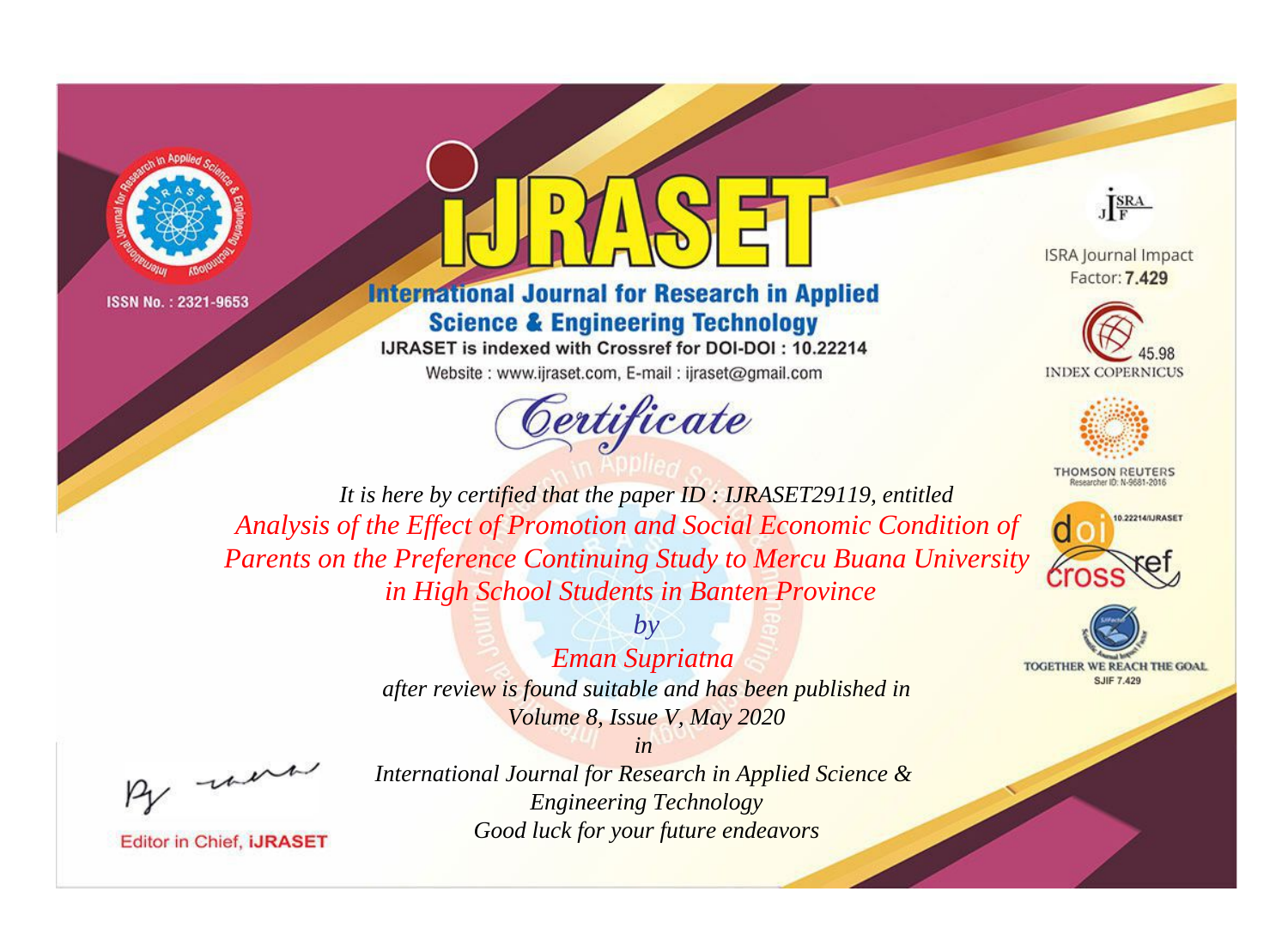ISSN No. : 2321-9653

# International Journal for Research in Applied Science & Engineering Technology

IJRASET is indexed with Crossref for DOI-DOI : 10.22214

Website : www.ijraset.com, E-mail : ijraset@gmail.com

## Certificate

*It is here by certified that the paper ID : IJRASET29119, entitled*

*Analysis of the Effect of Promotion and Social Economic Condition of Parents on the Preference Continuing Study to Mercu Buana University in High School Students in Banten Province*

*by*

*Eman Supriatna*

*after review is found suitable and has been published in*

*Volume 8, Issue V, May 2020*

*in*

*International Journal for Research in Applied Science & Engineering Technology*

*Good luck for your future endeavors*

ISRA Journal Impact Factor: **7.429**

45.98 INDEX COPERNICUS

THOMSON REUTERS Researcher ID: N-9681-2016

10.22214/IJRASET

TOGETHER WE REACH THE GOAL SJIF 7.429

Editor in Chief, **iJRASET**